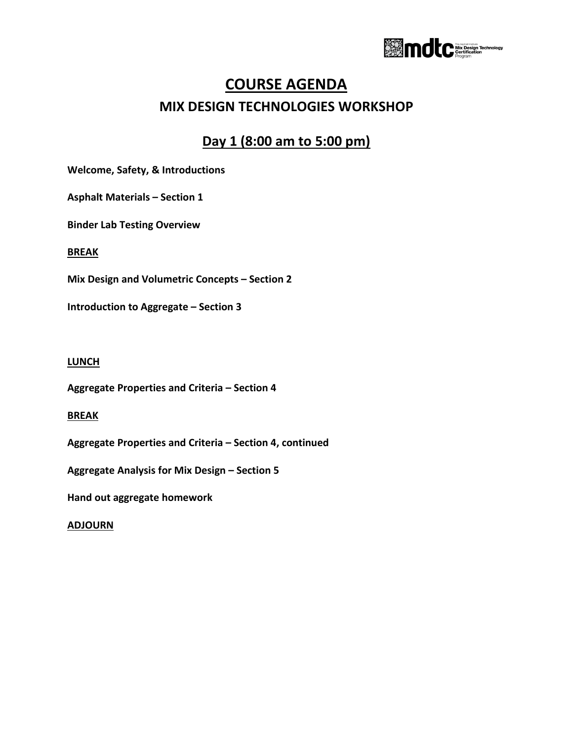# COURSE AGENDA

## MIX DESIGN TECHNOLOGIES WORKSHOP

## Day 1 (8:00 am to 5:00 pm)

**Welcome, Safety, & Introductions**

**Asphalt Materials – Section 1**

**Binder Lab Testing Overview**

**BREAK**

**Mix Design and Volumetric Concepts – Section 2**

**Introduction to Aggregate – Section 3**

**LUNCH**

**Aggregate Properties and Criteria – Section 4**

**BREAK**

**Aggregate Properties and Criteria – Section 4, continued**

**Aggregate Analysis for Mix Design – Section 5**

**Hand out aggregate homework**

**ADJOURN**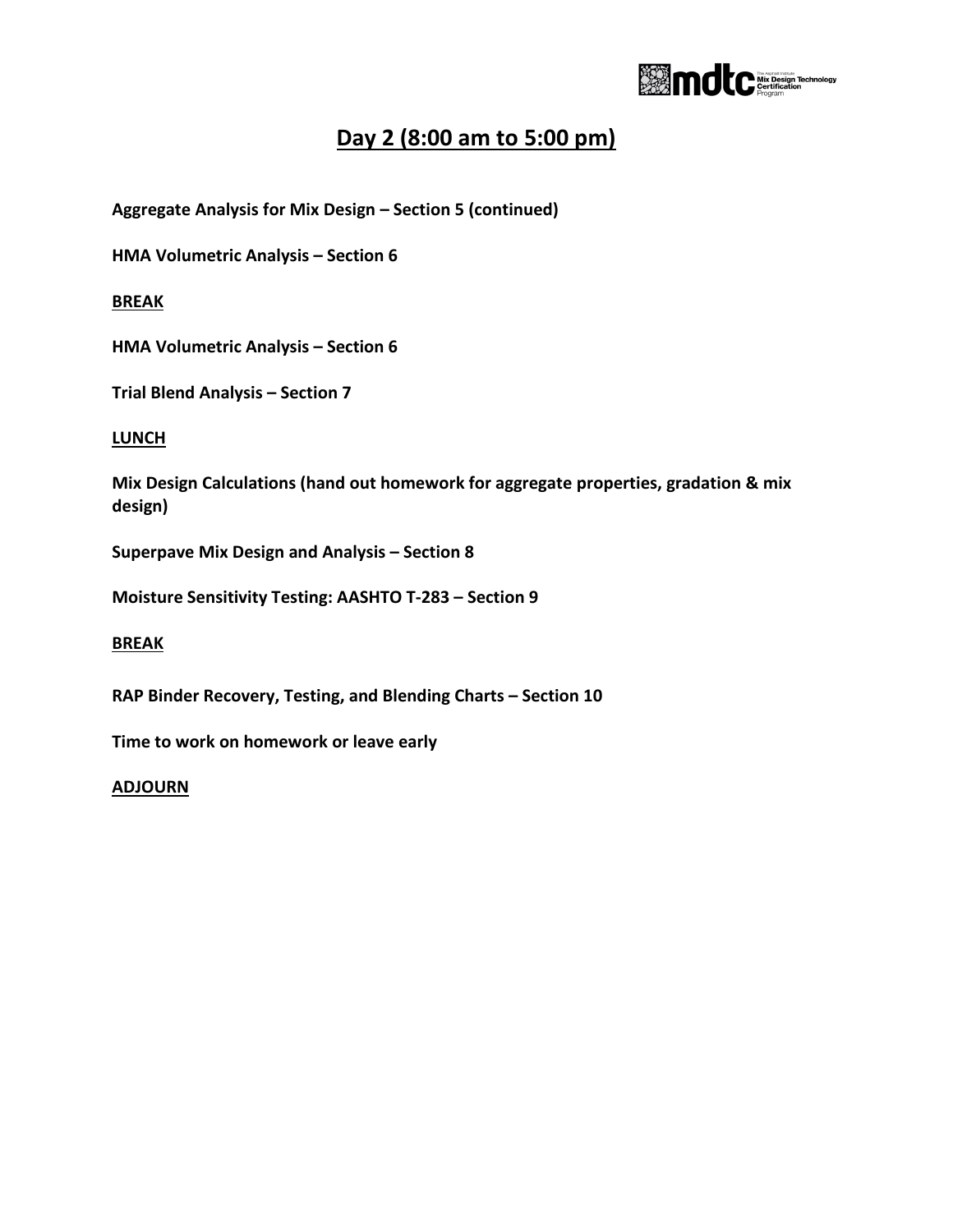# Day 2 (8:00 am to 5:00 pm)

**Aggregate Analysis for Mix Design – Section 5 (continued)**

**HMA Volumetric Analysis – Section 6**

**BREAK**

**HMA Volumetric Analysis – Section 6**

**Trial Blend Analysis – Section 7**

**LUNCH**

**Mix Design Calculations (hand out homework for aggregate properties, gradation & mix design)**

**Superpave Mix Design and Analysis – Section 8**

**Moisture Sensitivity Testing: AASHTO T-283 – Section 9**

**BREAK**

**RAP Binder Recovery, Testing, and Blending Charts – Section 10**

**Time to work on homework or leave early**

**ADJOURN**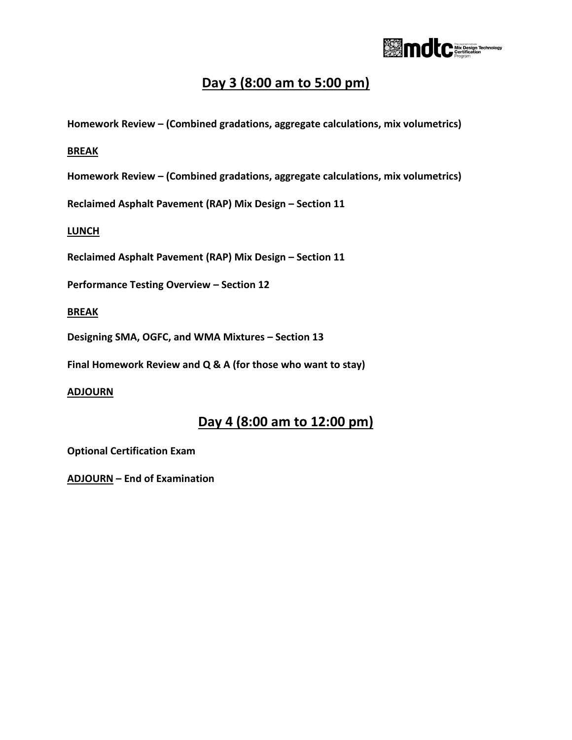## Day 3 (8:00 am to 5:00 pm)

**Homework Review – (Combined gradations, aggregate calculations, mix volumetrics)**

**BREAK**

**Homework Review – (Combined gradations, aggregate calculations, mix volumetrics)**

**Reclaimed Asphalt Pavement (RAP) Mix Design – Section 11**

**LUNCH**

**Reclaimed Asphalt Pavement (RAP) Mix Design – Section 11**

**Performance Testing Overview – Section 12**

**BREAK**

**Designing SMA, OGFC, and WMA Mixtures – Section 13**

**Final Homework Review and Q & A (for those who want to stay)**

**ADJOURN**

## Day 4 (8:00 am to 12:00 pm)

**Optional Certification Exam**

**ADJOURN – End of Examination**